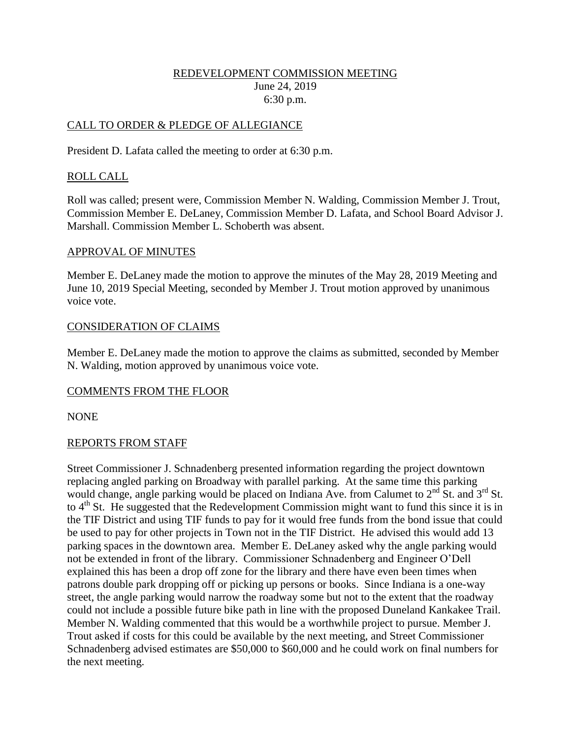# REDEVELOPMENT COMMISSION MEETING

June 24, 2019
6:30 p.m.

## CALL TO ORDER & PLEDGE OF ALLEGIANCE

President D. Lafata called the meeting to order at 6:30 p.m.

## ROLL CALL

Roll was called; present were, Commission Member N. Walding, Commission Member J. Trout, Commission Member E. DeLaney, Commission Member D. Lafata, and School Board Advisor J. Marshall. Commission Member L. Schoberth was absent.

## APPROVAL OF MINUTES

Member E. DeLaney made the motion to approve the minutes of the May 28, 2019 Meeting and June 10, 2019 Special Meeting, seconded by Member J. Trout motion approved by unanimous voice vote.

## CONSIDERATION OF CLAIMS

Member E. DeLaney made the motion to approve the claims as submitted, seconded by Member N. Walding, motion approved by unanimous voice vote.

## COMMENTS FROM THE FLOOR

NONE

## REPORTS FROM STAFF

Street Commissioner J. Schnadenberg presented information regarding the project downtown replacing angled parking on Broadway with parallel parking. At the same time this parking would change, angle parking would be placed on Indiana Ave. from Calumet to 2nd St. and 3rd St. to 4th St. He suggested that the Redevelopment Commission might want to fund this since it is in the TIF District and using TIF funds to pay for it would free funds from the bond issue that could be used to pay for other projects in Town not in the TIF District. He advised this would add 13 parking spaces in the downtown area. Member E. DeLaney asked why the angle parking would not be extended in front of the library. Commissioner Schnadenberg and Engineer O'Dell explained this has been a drop off zone for the library and there have even been times when patrons double park dropping off or picking up persons or books. Since Indiana is a one-way street, the angle parking would narrow the roadway some but not to the extent that the roadway could not include a possible future bike path in line with the proposed Duneland Kankakee Trail. Member N. Walding commented that this would be a worthwhile project to pursue. Member J. Trout asked if costs for this could be available by the next meeting, and Street Commissioner Schnadenberg advised estimates are \$50,000 to \$60,000 and he could work on final numbers for the next meeting.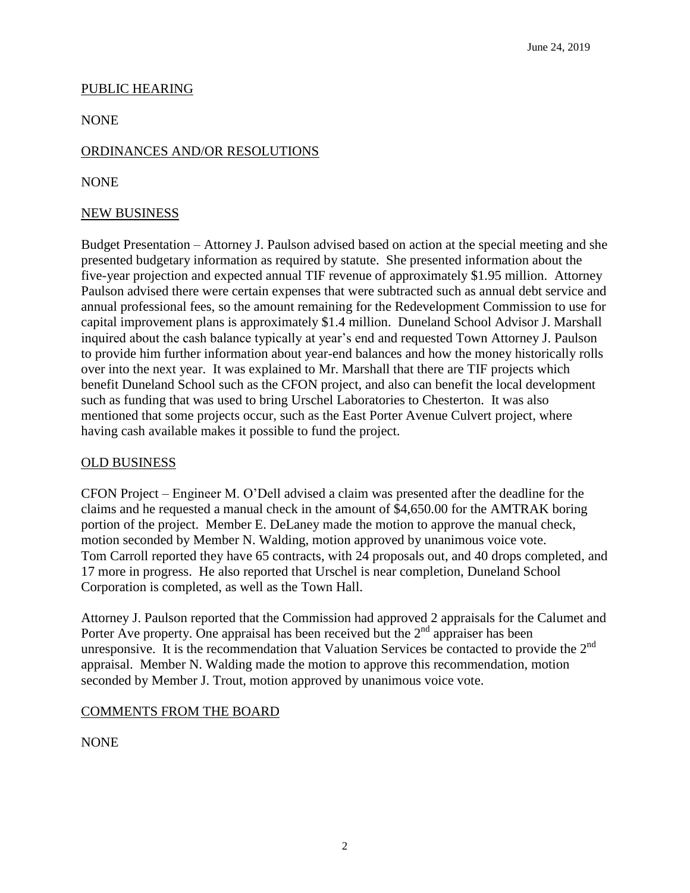June 24, 2019

PUBLIC HEARING

NONE

ORDINANCES AND/OR RESOLUTIONS

NONE

NEW BUSINESS

Budget Presentation – Attorney J. Paulson advised based on action at the special meeting and she presented budgetary information as required by statute. She presented information about the five-year projection and expected annual TIF revenue of approximately $1.95 million. Attorney Paulson advised there were certain expenses that were subtracted such as annual debt service and annual professional fees, so the amount remaining for the Redevelopment Commission to use for capital improvement plans is approximately $1.4 million. Duneland School Advisor J. Marshall inquired about the cash balance typically at year's end and requested Town Attorney J. Paulson to provide him further information about year-end balances and how the money historically rolls over into the next year. It was explained to Mr. Marshall that there are TIF projects which benefit Duneland School such as the CFON project, and also can benefit the local development such as funding that was used to bring Urschel Laboratories to Chesterton. It was also mentioned that some projects occur, such as the East Porter Avenue Culvert project, where having cash available makes it possible to fund the project.

OLD BUSINESS

CFON Project – Engineer M. O'Dell advised a claim was presented after the deadline for the claims and he requested a manual check in the amount of $4,650.00 for the AMTRAK boring portion of the project. Member E. DeLaney made the motion to approve the manual check, motion seconded by Member N. Walding, motion approved by unanimous voice vote. Tom Carroll reported they have 65 contracts, with 24 proposals out, and 40 drops completed, and 17 more in progress. He also reported that Urschel is near completion, Duneland School Corporation is completed, as well as the Town Hall.

Attorney J. Paulson reported that the Commission had approved 2 appraisals for the Calumet and Porter Ave property. One appraisal has been received but the 2nd appraiser has been unresponsive. It is the recommendation that Valuation Services be contacted to provide the 2nd appraisal. Member N. Walding made the motion to approve this recommendation, motion seconded by Member J. Trout, motion approved by unanimous voice vote.

COMMENTS FROM THE BOARD

NONE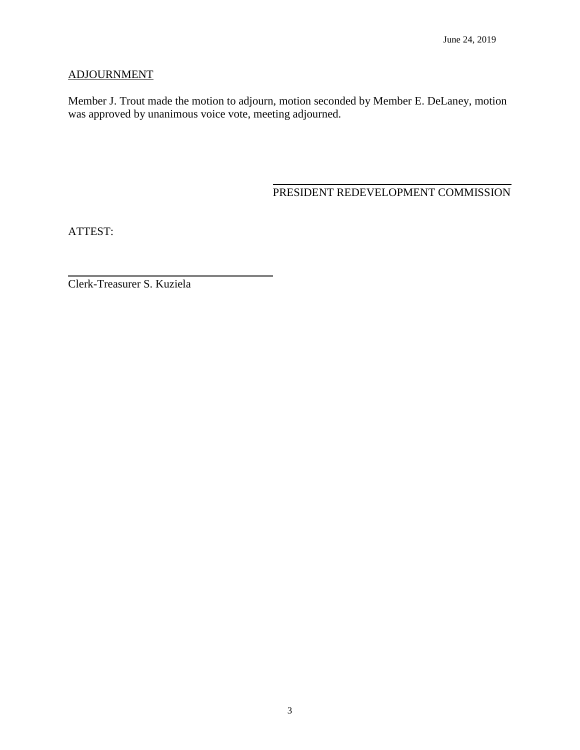## ADJOURNMENT

Member J. Trout made the motion to adjourn, motion seconded by Member E. DeLaney, motion was approved by unanimous voice vote, meeting adjourned.

\_\_\_\_\_\_\_\_\_\_\_\_\_\_\_\_\_\_\_\_\_\_\_\_\_\_\_\_\_\_\_\_\_\_\_\_\_\_\_\_
PRESIDENT REDEVELOPMENT COMMISSION

ATTEST:

\_\_\_\_\_\_\_\_\_\_\_\_\_\_\_\_\_\_\_\_\_\_\_\_\_\_\_\_\_\_\_\_\_\_\_\_\_\_\_\_
Clerk-Treasurer S. Kuziela